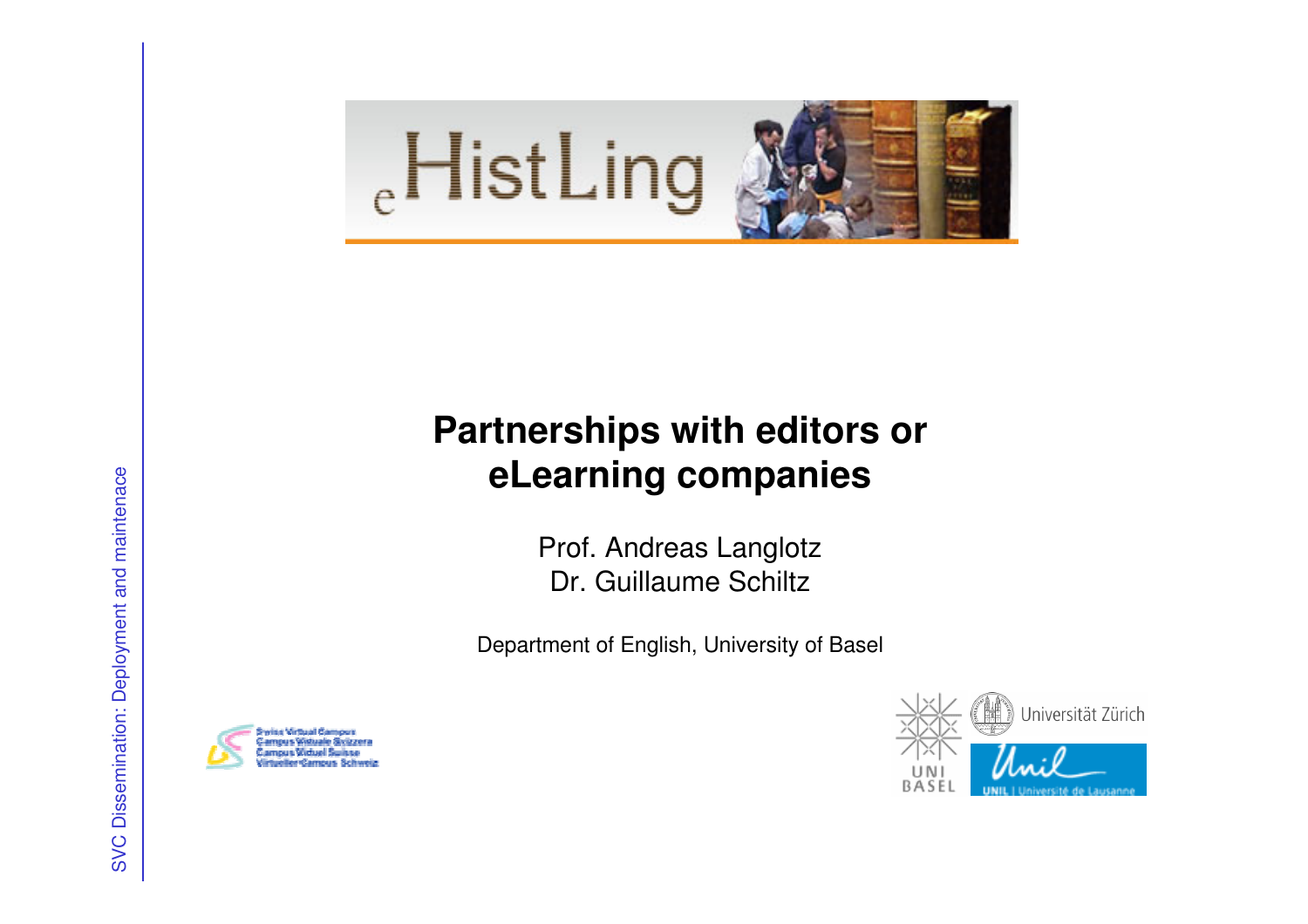# Partnerships with editors or eLearning companies

Prof. Andreas Langlotz
Dr. Guillaume Schiltz

Department of English, University of Basel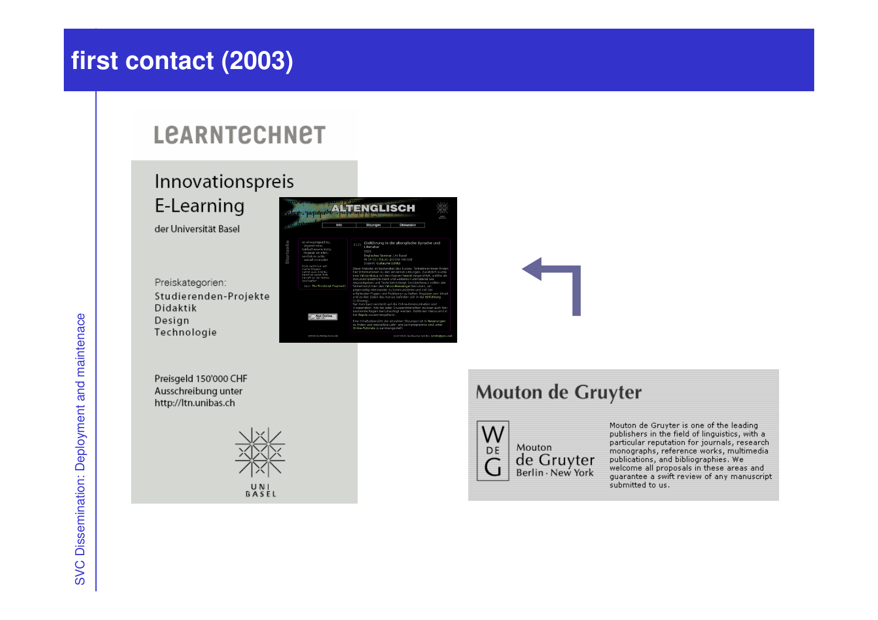# first contact (2003)

LEARNTECHNET

Innovationspreis E-Learning

der Universität Basel

Preiskategorien:
Studierenden-Projekte
Didaktik
Design
Technologie

Preisgeld 150'000 CHF
Ausschreibung unter
http://ltn.unibas.ch

UNI BASEL

ALTENGLISCH

Mouton de Gruyter

W DE G

Mouton de Gruyter
Berlin · New York

Mouton de Gruyter is one of the leading publishers in the field of linguistics, with a particular reputation for journals, research monographs, reference works, multimedia publications, and bibliographies. We welcome all proposals in these areas and guarantee a swift review of any manuscript submitted to us.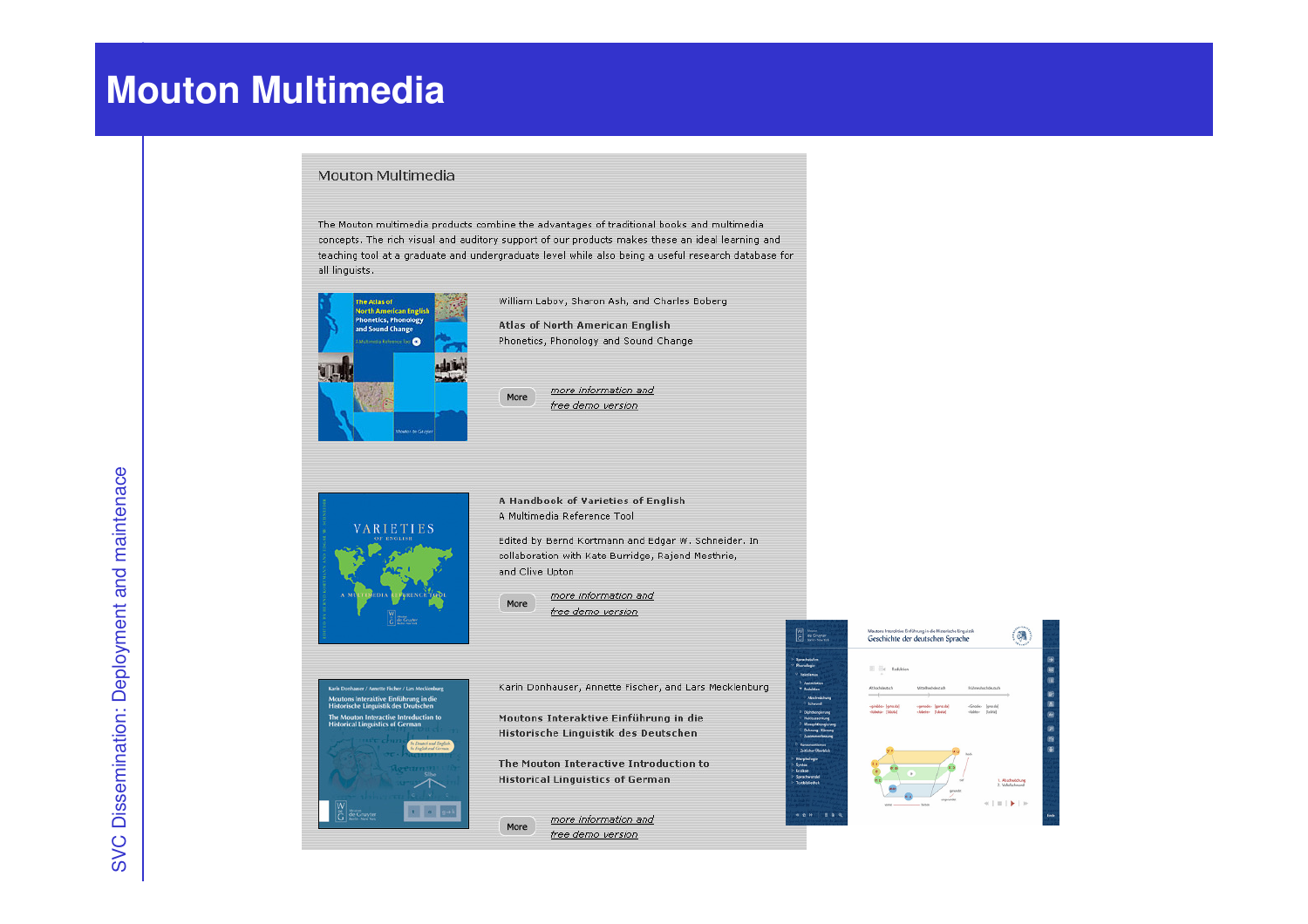# Mouton Multimedia

SVC Dissemination: Deployment and maintenace

Mouton Multimedia

The Mouton multimedia products combine the advantages of traditional books and multimedia concepts. The rich visual and auditory support of our products makes these an ideal learning and teaching tool at a graduate and undergraduate level while also being a useful research database for all linguists.

William Labov, Sharon Ash, and Charles Boberg

**Atlas of North American English**

Phonetics, Phonology and Sound Change

More — *more information and free demo version*

**A Handbook of Varieties of English**

A Multimedia Reference Tool

Edited by Bernd Kortmann and Edgar W. Schneider. In collaboration with Kate Burridge, Rajend Mesthrie, and Clive Upton

More — *more information and free demo version*

Karin Donhauser, Annette Fischer, and Lars Mecklenburg

**Moutons Interaktive Einführung in die Historische Linguistik des Deutschen**

**The Mouton Interactive Introduction to Historical Linguistics of German**

More — *more information and free demo version*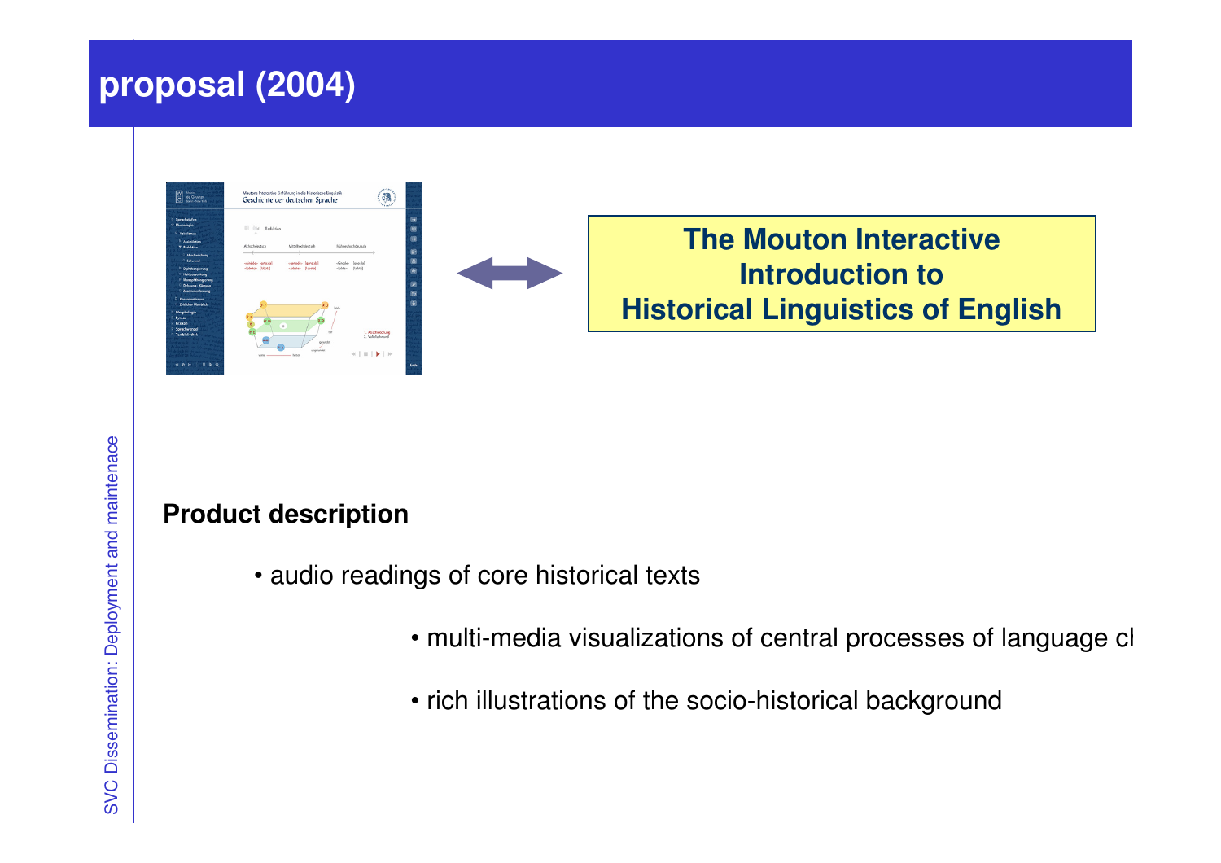# proposal (2004)

**The Mouton Interactive Introduction to Historical Linguistics of English**

**Product description**

- audio readings of core historical texts
- multi-media visualizations of central processes of language cl
- rich illustrations of the socio-historical background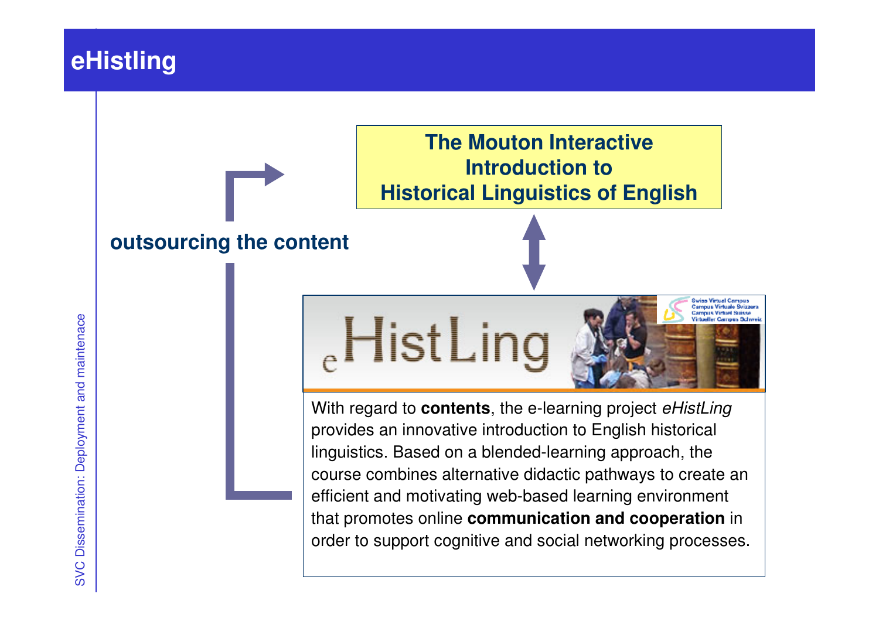# eHistling

**The Mouton Interactive Introduction to Historical Linguistics of English**

**outsourcing the content**

eHistLing

Swiss Virtual Campus
Campus Virtuale Svizzera
Campus Virtuel Suisse
Virtueller Campus Schweiz

With regard to **contents**, the e-learning project *eHistLing* provides an innovative introduction to English historical linguistics. Based on a blended-learning approach, the course combines alternative didactic pathways to create an efficient and motivating web-based learning environment that promotes online **communication and cooperation** in order to support cognitive and social networking processes.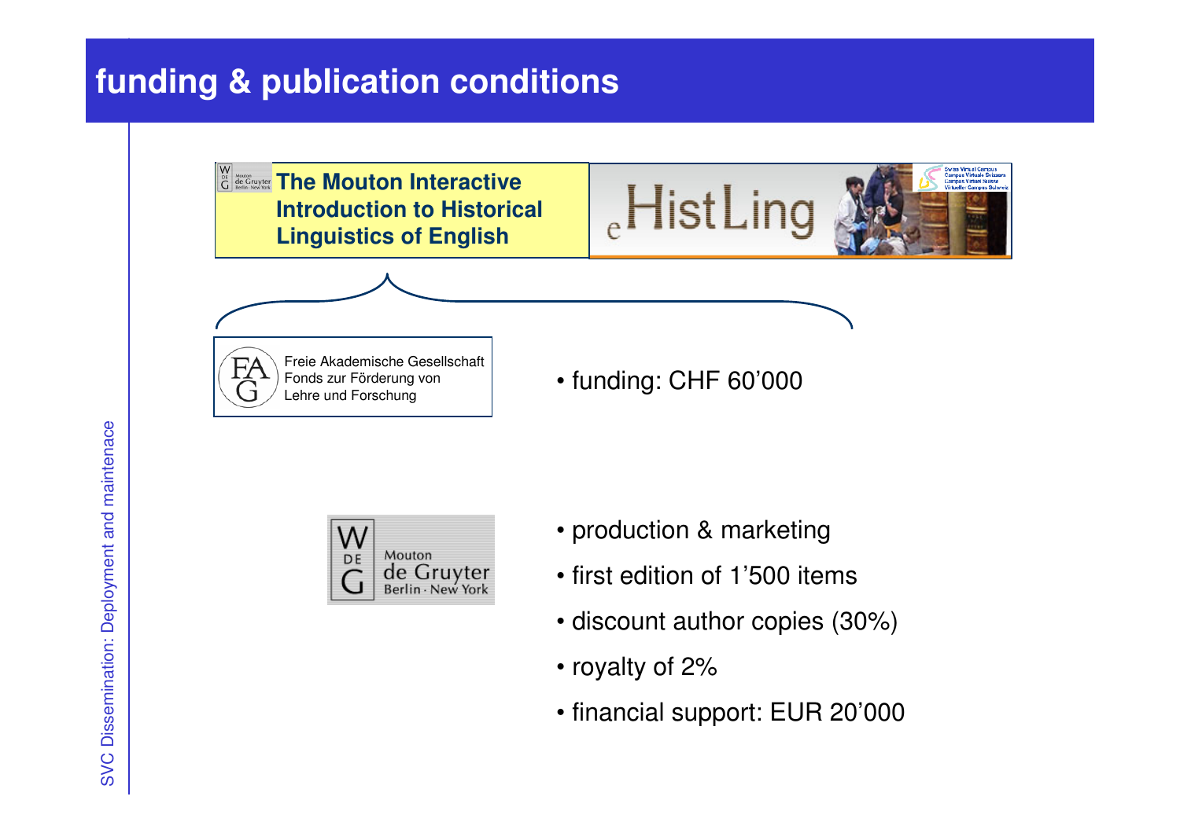# funding & publication conditions

**The Mouton Interactive Introduction to Historical Linguistics of English**

eHistLing

Freie Akademische Gesellschaft
Fonds zur Förderung von
Lehre und Forschung

- funding: CHF 60’000

Mouton de Gruyter
Berlin · New York

- production & marketing
- first edition of 1’500 items
- discount author copies (30%)
- royalty of 2%
- financial support: EUR 20’000

SVC Dissemination: Deployment and maintenace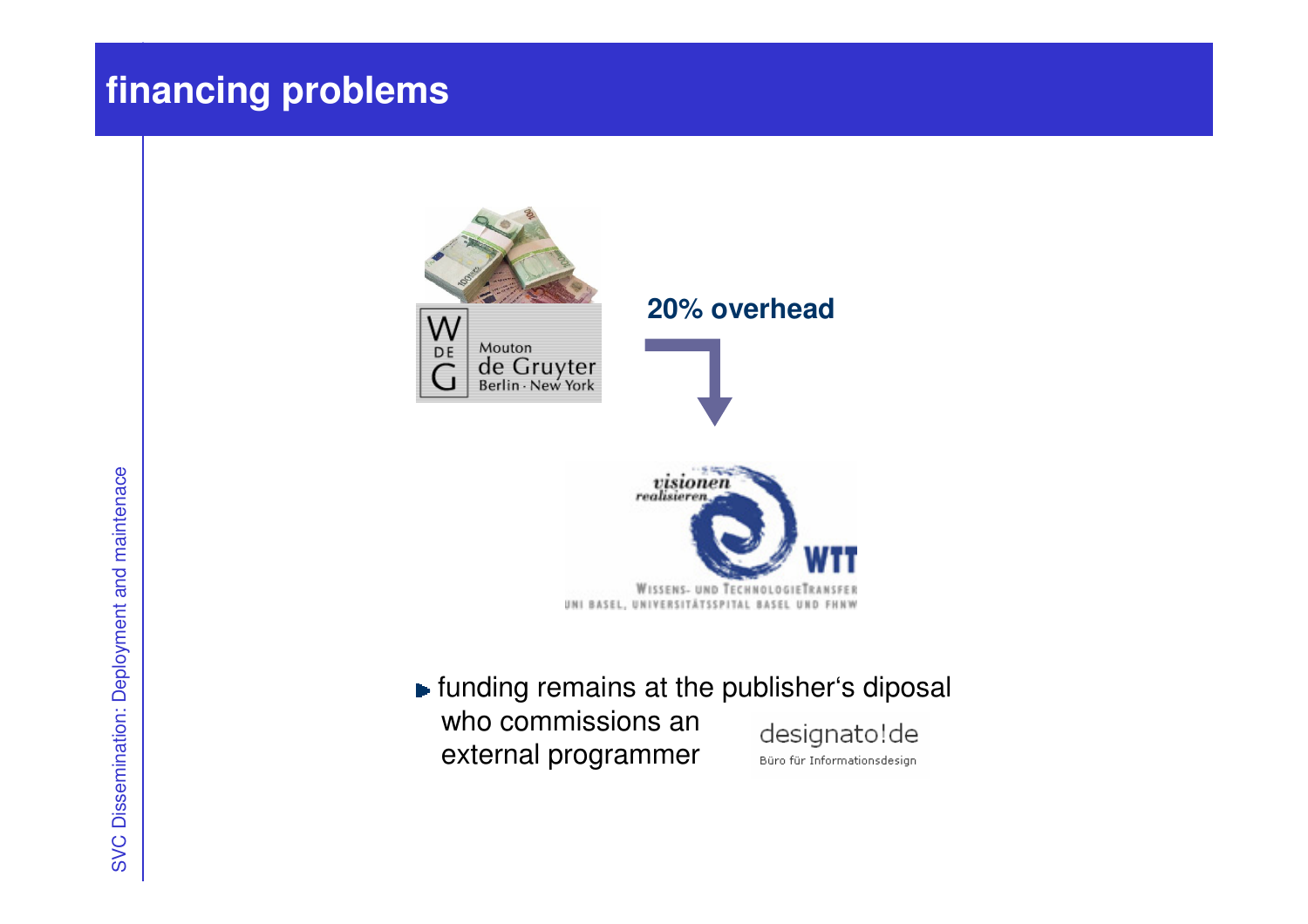# financing problems

**20% overhead**

- funding remains at the publisher‘s diposal who commissions an external programmer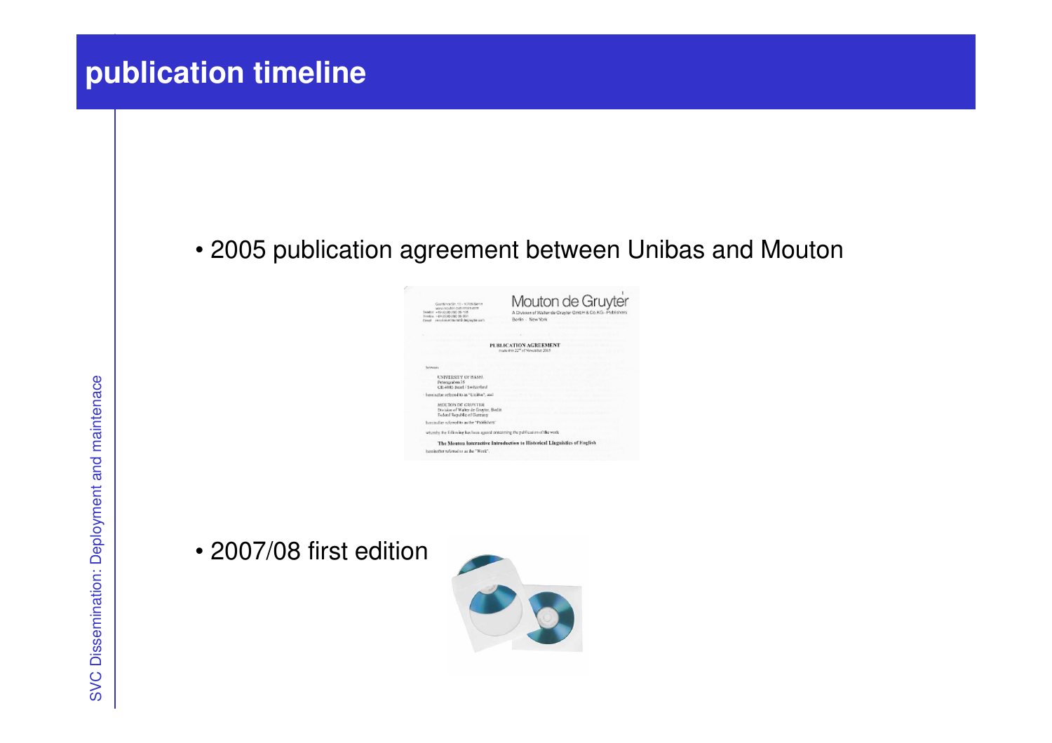# publication timeline

- 2005 publication agreement between Unibas and Mouton

- 2007/08 first edition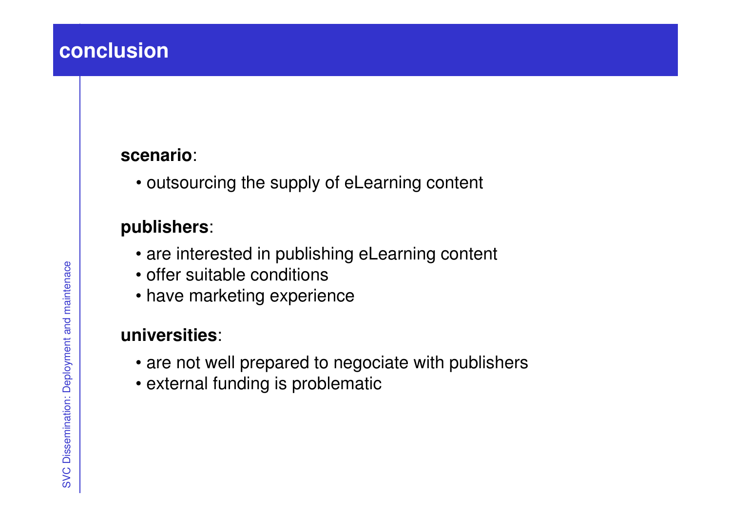# conclusion

**scenario**:

- outsourcing the supply of eLearning content

**publishers**:

- are interested in publishing eLearning content
- offer suitable conditions
- have marketing experience

**universities**:

- are not well prepared to negociate with publishers
- external funding is problematic